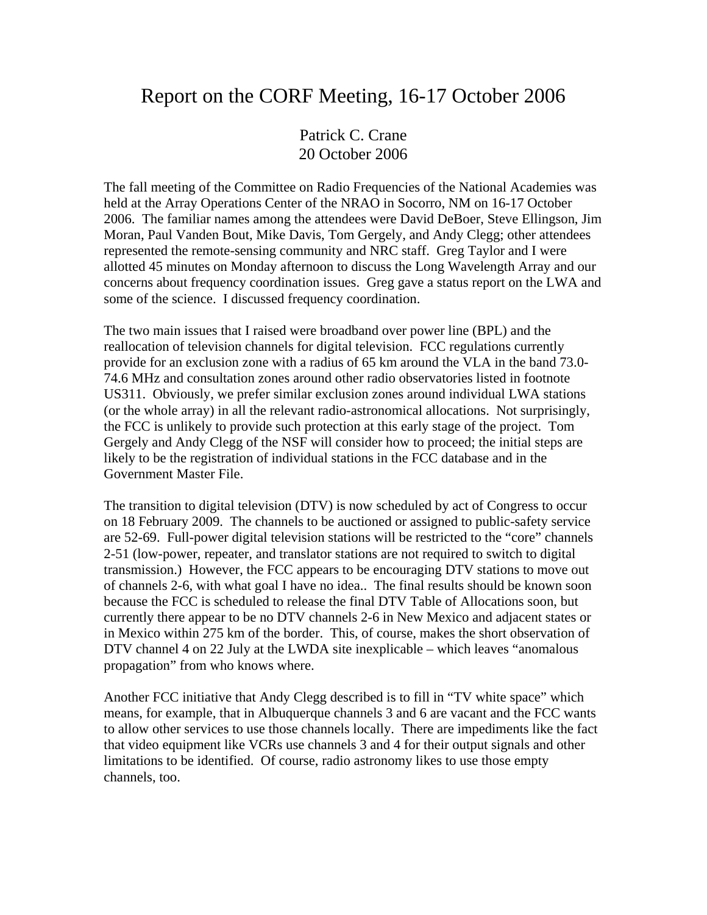# Report on the CORF Meeting, 16-17 October 2006

Patrick C. Crane
20 October 2006

The fall meeting of the Committee on Radio Frequencies of the National Academies was held at the Array Operations Center of the NRAO in Socorro, NM on 16-17 October 2006. The familiar names among the attendees were David DeBoer, Steve Ellingson, Jim Moran, Paul Vanden Bout, Mike Davis, Tom Gergely, and Andy Clegg; other attendees represented the remote-sensing community and NRC staff. Greg Taylor and I were allotted 45 minutes on Monday afternoon to discuss the Long Wavelength Array and our concerns about frequency coordination issues. Greg gave a status report on the LWA and some of the science. I discussed frequency coordination.

The two main issues that I raised were broadband over power line (BPL) and the reallocation of television channels for digital television. FCC regulations currently provide for an exclusion zone with a radius of 65 km around the VLA in the band 73.0-74.6 MHz and consultation zones around other radio observatories listed in footnote US311. Obviously, we prefer similar exclusion zones around individual LWA stations (or the whole array) in all the relevant radio-astronomical allocations. Not surprisingly, the FCC is unlikely to provide such protection at this early stage of the project. Tom Gergely and Andy Clegg of the NSF will consider how to proceed; the initial steps are likely to be the registration of individual stations in the FCC database and in the Government Master File.

The transition to digital television (DTV) is now scheduled by act of Congress to occur on 18 February 2009. The channels to be auctioned or assigned to public-safety service are 52-69. Full-power digital television stations will be restricted to the "core" channels 2-51 (low-power, repeater, and translator stations are not required to switch to digital transmission.) However, the FCC appears to be encouraging DTV stations to move out of channels 2-6, with what goal I have no idea.. The final results should be known soon because the FCC is scheduled to release the final DTV Table of Allocations soon, but currently there appear to be no DTV channels 2-6 in New Mexico and adjacent states or in Mexico within 275 km of the border. This, of course, makes the short observation of DTV channel 4 on 22 July at the LWDA site inexplicable – which leaves "anomalous propagation" from who knows where.

Another FCC initiative that Andy Clegg described is to fill in "TV white space" which means, for example, that in Albuquerque channels 3 and 6 are vacant and the FCC wants to allow other services to use those channels locally. There are impediments like the fact that video equipment like VCRs use channels 3 and 4 for their output signals and other limitations to be identified. Of course, radio astronomy likes to use those empty channels, too.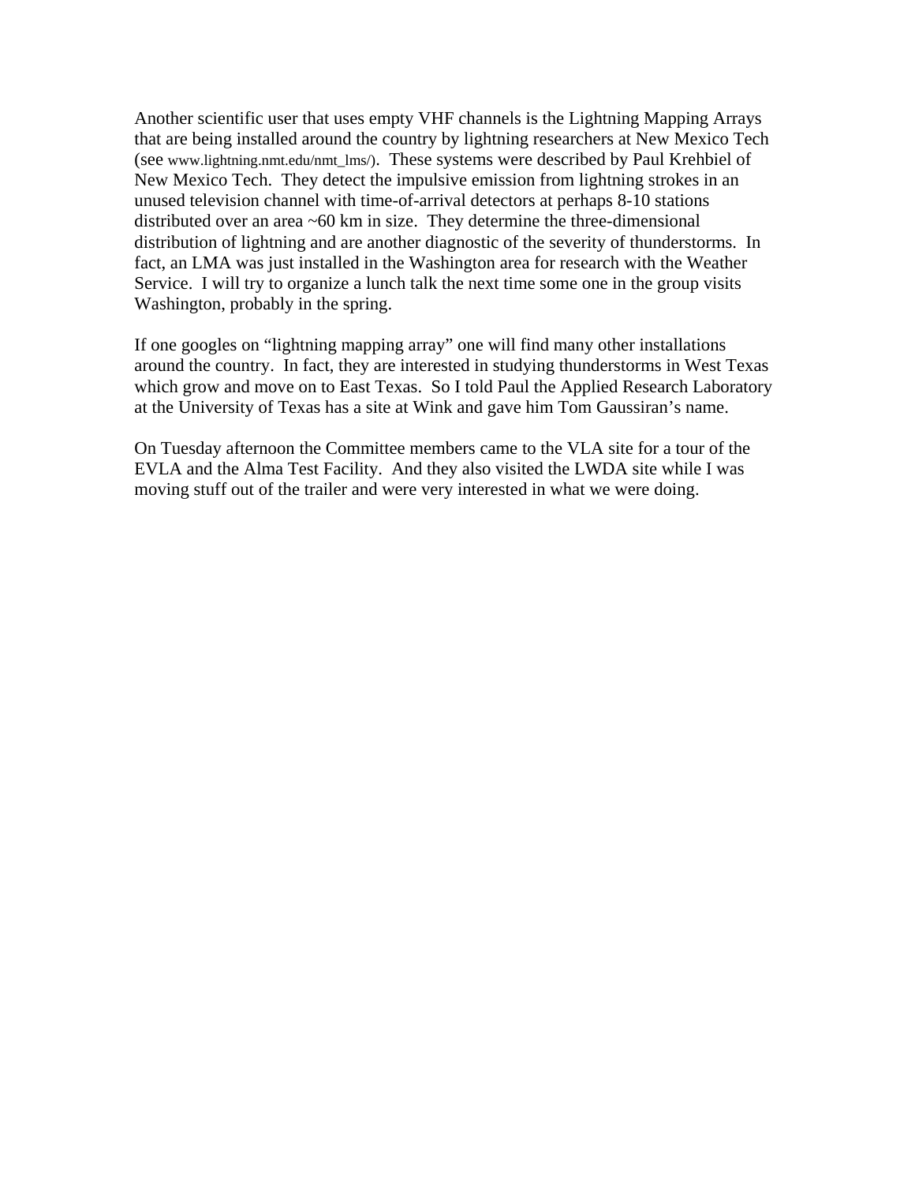Another scientific user that uses empty VHF channels is the Lightning Mapping Arrays that are being installed around the country by lightning researchers at New Mexico Tech (see www.lightning.nmt.edu/nmt_lms/). These systems were described by Paul Krehbiel of New Mexico Tech. They detect the impulsive emission from lightning strokes in an unused television channel with time-of-arrival detectors at perhaps 8-10 stations distributed over an area ~60 km in size. They determine the three-dimensional distribution of lightning and are another diagnostic of the severity of thunderstorms. In fact, an LMA was just installed in the Washington area for research with the Weather Service. I will try to organize a lunch talk the next time some one in the group visits Washington, probably in the spring.

If one googles on “lightning mapping array” one will find many other installations around the country. In fact, they are interested in studying thunderstorms in West Texas which grow and move on to East Texas. So I told Paul the Applied Research Laboratory at the University of Texas has a site at Wink and gave him Tom Gaussiran’s name.

On Tuesday afternoon the Committee members came to the VLA site for a tour of the EVLA and the Alma Test Facility. And they also visited the LWDA site while I was moving stuff out of the trailer and were very interested in what we were doing.